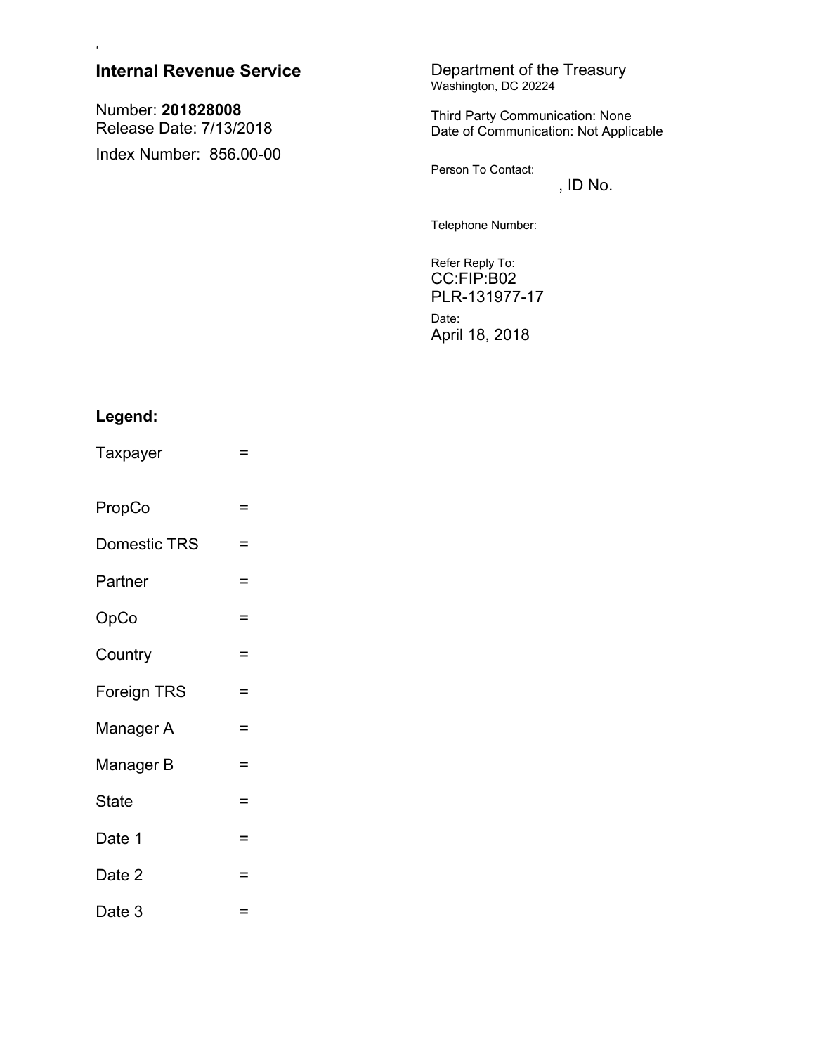‘

**Internal Revenue Service**

Number: **201828008**
Release Date: 7/13/2018

Index Number: 856.00-00

Department of the Treasury
Washington, DC 20224

Third Party Communication: None
Date of Communication: Not Applicable

Person To Contact:
, ID No.

Telephone Number:

Refer Reply To:
CC:FIP:B02
PLR-131977-17

Date:
April 18, 2018

**Legend:**

Taxpayer =

PropCo =

Domestic TRS =

Partner =

OpCo =

Country =

Foreign TRS =

Manager A =

Manager B =

State =

Date 1 =

Date 2 =

Date 3 =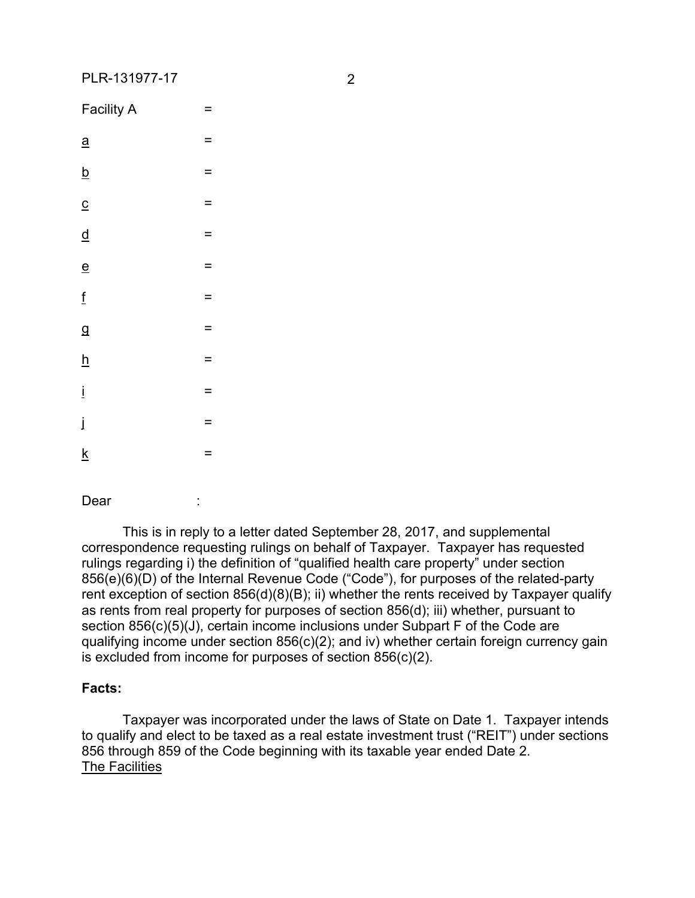Facility A =

a =

b =

c =

d =

e =

f =

g =

h =

i =

j =

k =

Dear :

This is in reply to a letter dated September 28, 2017, and supplemental correspondence requesting rulings on behalf of Taxpayer. Taxpayer has requested rulings regarding i) the definition of "qualified health care property" under section 856(e)(6)(D) of the Internal Revenue Code ("Code"), for purposes of the related-party rent exception of section 856(d)(8)(B); ii) whether the rents received by Taxpayer qualify as rents from real property for purposes of section 856(d); iii) whether, pursuant to section 856(c)(5)(J), certain income inclusions under Subpart F of the Code are qualifying income under section 856(c)(2); and iv) whether certain foreign currency gain is excluded from income for purposes of section 856(c)(2).

**Facts:**

Taxpayer was incorporated under the laws of State on Date 1. Taxpayer intends to qualify and elect to be taxed as a real estate investment trust ("REIT") under sections 856 through 859 of the Code beginning with its taxable year ended Date 2.

The Facilities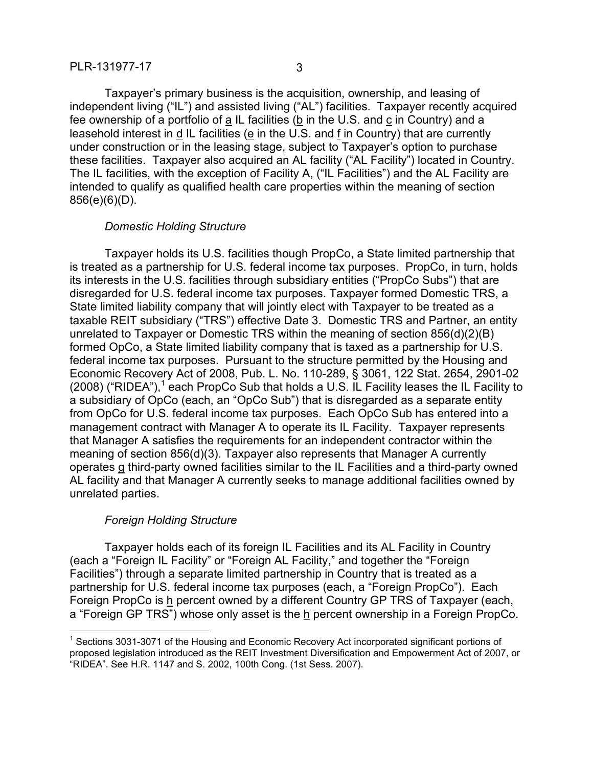Taxpayer's primary business is the acquisition, ownership, and leasing of independent living ("IL") and assisted living ("AL") facilities. Taxpayer recently acquired fee ownership of a portfolio of a IL facilities (b in the U.S. and c in Country) and a leasehold interest in d IL facilities (e in the U.S. and f in Country) that are currently under construction or in the leasing stage, subject to Taxpayer's option to purchase these facilities. Taxpayer also acquired an AL facility ("AL Facility") located in Country. The IL facilities, with the exception of Facility A, ("IL Facilities") and the AL Facility are intended to qualify as qualified health care properties within the meaning of section 856(e)(6)(D).

*Domestic Holding Structure*

Taxpayer holds its U.S. facilities though PropCo, a State limited partnership that is treated as a partnership for U.S. federal income tax purposes. PropCo, in turn, holds its interests in the U.S. facilities through subsidiary entities ("PropCo Subs") that are disregarded for U.S. federal income tax purposes. Taxpayer formed Domestic TRS, a State limited liability company that will jointly elect with Taxpayer to be treated as a taxable REIT subsidiary ("TRS") effective Date 3. Domestic TRS and Partner, an entity unrelated to Taxpayer or Domestic TRS within the meaning of section 856(d)(2)(B) formed OpCo, a State limited liability company that is taxed as a partnership for U.S. federal income tax purposes. Pursuant to the structure permitted by the Housing and Economic Recovery Act of 2008, Pub. L. No. 110-289, § 3061, 122 Stat. 2654, 2901-02 (2008) ("RIDEA"),[1] each PropCo Sub that holds a U.S. IL Facility leases the IL Facility to a subsidiary of OpCo (each, an "OpCo Sub") that is disregarded as a separate entity from OpCo for U.S. federal income tax purposes. Each OpCo Sub has entered into a management contract with Manager A to operate its IL Facility. Taxpayer represents that Manager A satisfies the requirements for an independent contractor within the meaning of section 856(d)(3). Taxpayer also represents that Manager A currently operates g third-party owned facilities similar to the IL Facilities and a third-party owned AL facility and that Manager A currently seeks to manage additional facilities owned by unrelated parties.

*Foreign Holding Structure*

Taxpayer holds each of its foreign IL Facilities and its AL Facility in Country (each a "Foreign IL Facility" or "Foreign AL Facility," and together the "Foreign Facilities") through a separate limited partnership in Country that is treated as a partnership for U.S. federal income tax purposes (each, a "Foreign PropCo"). Each Foreign PropCo is h percent owned by a different Country GP TRS of Taxpayer (each, a "Foreign GP TRS") whose only asset is the h percent ownership in a Foreign PropCo.

---

[1] Sections 3031-3071 of the Housing and Economic Recovery Act incorporated significant portions of proposed legislation introduced as the REIT Investment Diversification and Empowerment Act of 2007, or "RIDEA". See H.R. 1147 and S. 2002, 100th Cong. (1st Sess. 2007).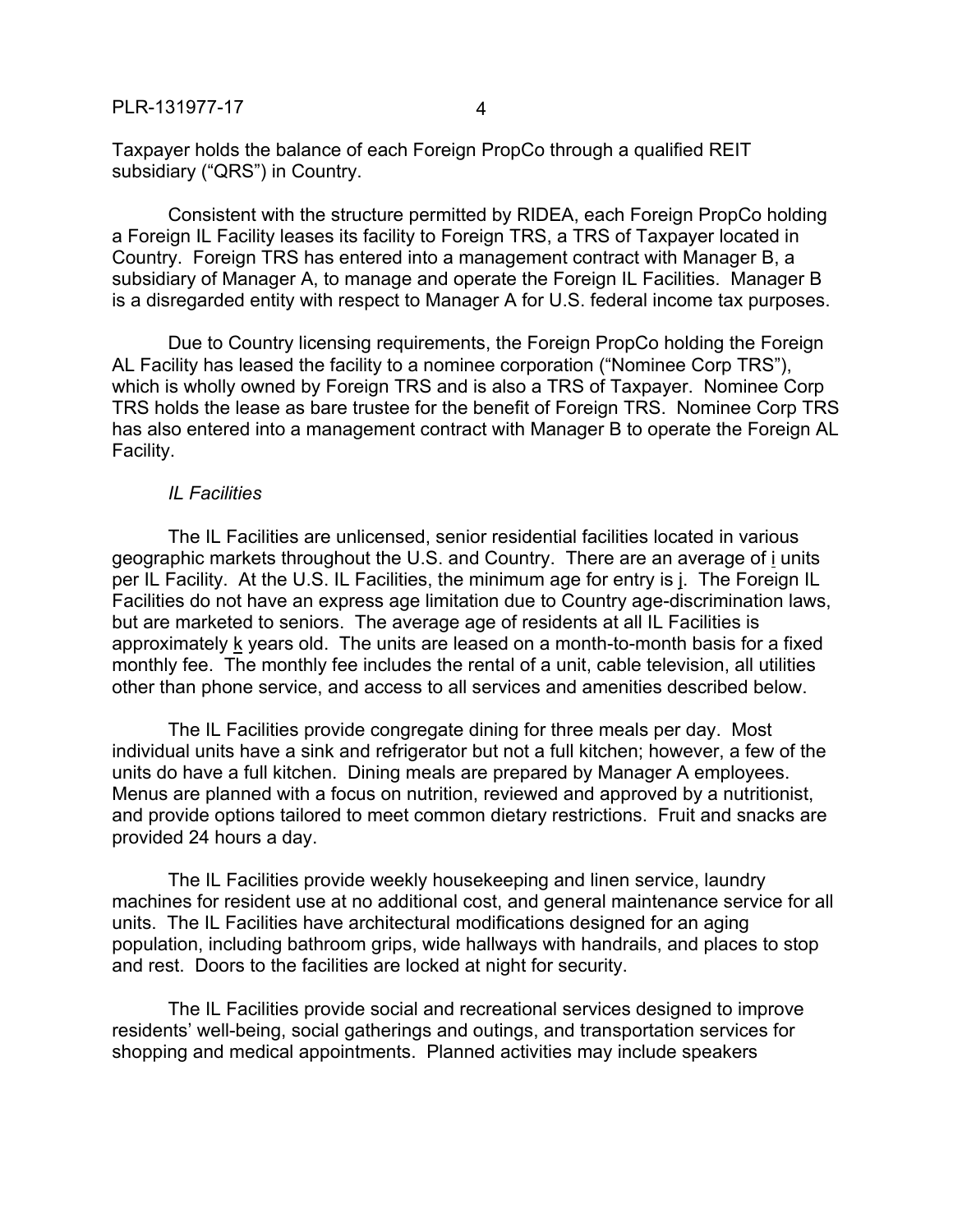Taxpayer holds the balance of each Foreign PropCo through a qualified REIT subsidiary ("QRS") in Country.

Consistent with the structure permitted by RIDEA, each Foreign PropCo holding a Foreign IL Facility leases its facility to Foreign TRS, a TRS of Taxpayer located in Country. Foreign TRS has entered into a management contract with Manager B, a subsidiary of Manager A, to manage and operate the Foreign IL Facilities. Manager B is a disregarded entity with respect to Manager A for U.S. federal income tax purposes.

Due to Country licensing requirements, the Foreign PropCo holding the Foreign AL Facility has leased the facility to a nominee corporation ("Nominee Corp TRS"), which is wholly owned by Foreign TRS and is also a TRS of Taxpayer. Nominee Corp TRS holds the lease as bare trustee for the benefit of Foreign TRS. Nominee Corp TRS has also entered into a management contract with Manager B to operate the Foreign AL Facility.

*IL Facilities*

The IL Facilities are unlicensed, senior residential facilities located in various geographic markets throughout the U.S. and Country. There are an average of i units per IL Facility. At the U.S. IL Facilities, the minimum age for entry is j. The Foreign IL Facilities do not have an express age limitation due to Country age-discrimination laws, but are marketed to seniors. The average age of residents at all IL Facilities is approximately k years old. The units are leased on a month-to-month basis for a fixed monthly fee. The monthly fee includes the rental of a unit, cable television, all utilities other than phone service, and access to all services and amenities described below.

The IL Facilities provide congregate dining for three meals per day. Most individual units have a sink and refrigerator but not a full kitchen; however, a few of the units do have a full kitchen. Dining meals are prepared by Manager A employees. Menus are planned with a focus on nutrition, reviewed and approved by a nutritionist, and provide options tailored to meet common dietary restrictions. Fruit and snacks are provided 24 hours a day.

The IL Facilities provide weekly housekeeping and linen service, laundry machines for resident use at no additional cost, and general maintenance service for all units. The IL Facilities have architectural modifications designed for an aging population, including bathroom grips, wide hallways with handrails, and places to stop and rest. Doors to the facilities are locked at night for security.

The IL Facilities provide social and recreational services designed to improve residents' well-being, social gatherings and outings, and transportation services for shopping and medical appointments. Planned activities may include speakers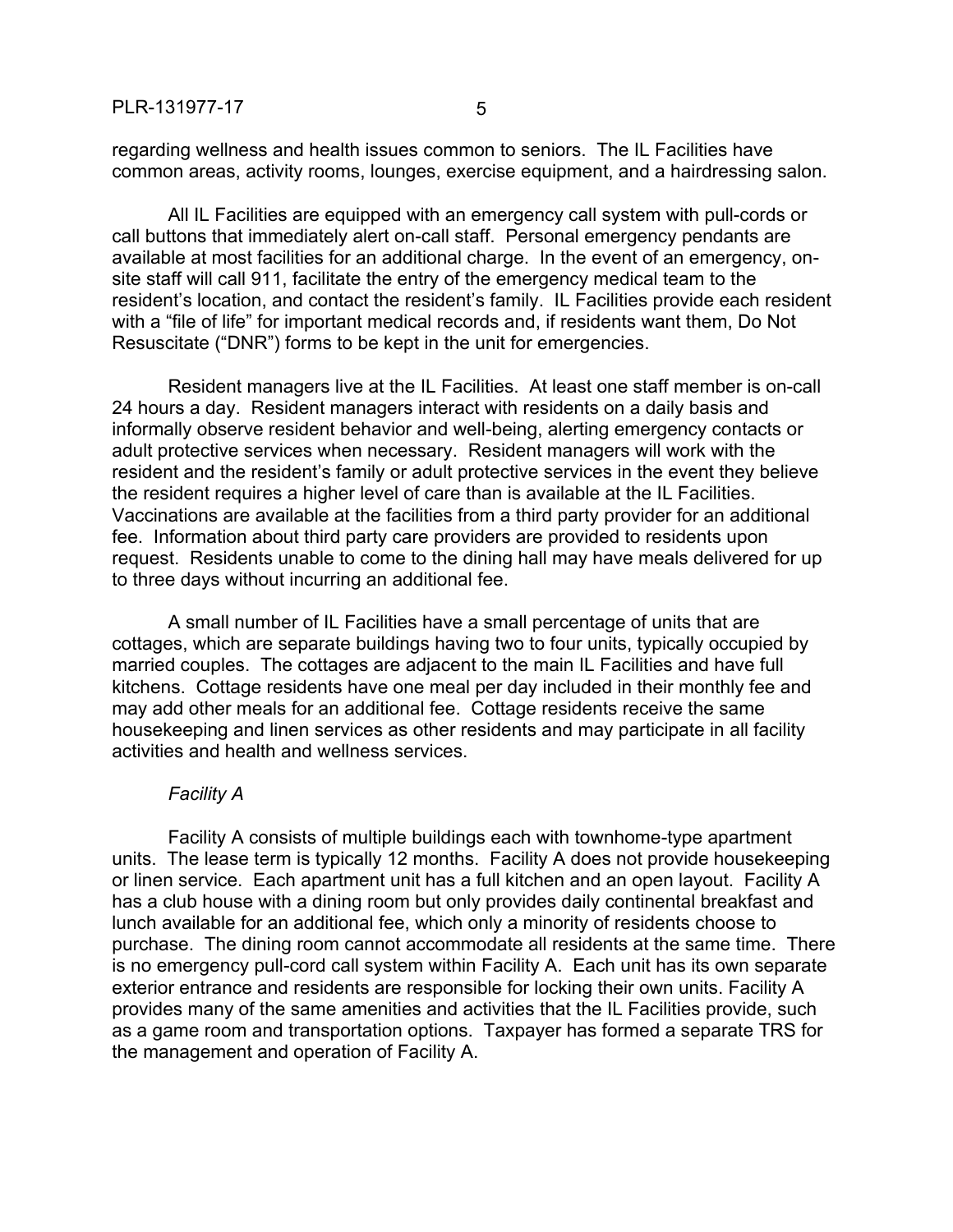regarding wellness and health issues common to seniors. The IL Facilities have common areas, activity rooms, lounges, exercise equipment, and a hairdressing salon.

All IL Facilities are equipped with an emergency call system with pull-cords or call buttons that immediately alert on-call staff. Personal emergency pendants are available at most facilities for an additional charge. In the event of an emergency, on-site staff will call 911, facilitate the entry of the emergency medical team to the resident's location, and contact the resident's family. IL Facilities provide each resident with a "file of life" for important medical records and, if residents want them, Do Not Resuscitate ("DNR") forms to be kept in the unit for emergencies.

Resident managers live at the IL Facilities. At least one staff member is on-call 24 hours a day. Resident managers interact with residents on a daily basis and informally observe resident behavior and well-being, alerting emergency contacts or adult protective services when necessary. Resident managers will work with the resident and the resident's family or adult protective services in the event they believe the resident requires a higher level of care than is available at the IL Facilities. Vaccinations are available at the facilities from a third party provider for an additional fee. Information about third party care providers are provided to residents upon request. Residents unable to come to the dining hall may have meals delivered for up to three days without incurring an additional fee.

A small number of IL Facilities have a small percentage of units that are cottages, which are separate buildings having two to four units, typically occupied by married couples. The cottages are adjacent to the main IL Facilities and have full kitchens. Cottage residents have one meal per day included in their monthly fee and may add other meals for an additional fee. Cottage residents receive the same housekeeping and linen services as other residents and may participate in all facility activities and health and wellness services.

*Facility A*

Facility A consists of multiple buildings each with townhome-type apartment units. The lease term is typically 12 months. Facility A does not provide housekeeping or linen service. Each apartment unit has a full kitchen and an open layout. Facility A has a club house with a dining room but only provides daily continental breakfast and lunch available for an additional fee, which only a minority of residents choose to purchase. The dining room cannot accommodate all residents at the same time. There is no emergency pull-cord call system within Facility A. Each unit has its own separate exterior entrance and residents are responsible for locking their own units. Facility A provides many of the same amenities and activities that the IL Facilities provide, such as a game room and transportation options. Taxpayer has formed a separate TRS for the management and operation of Facility A.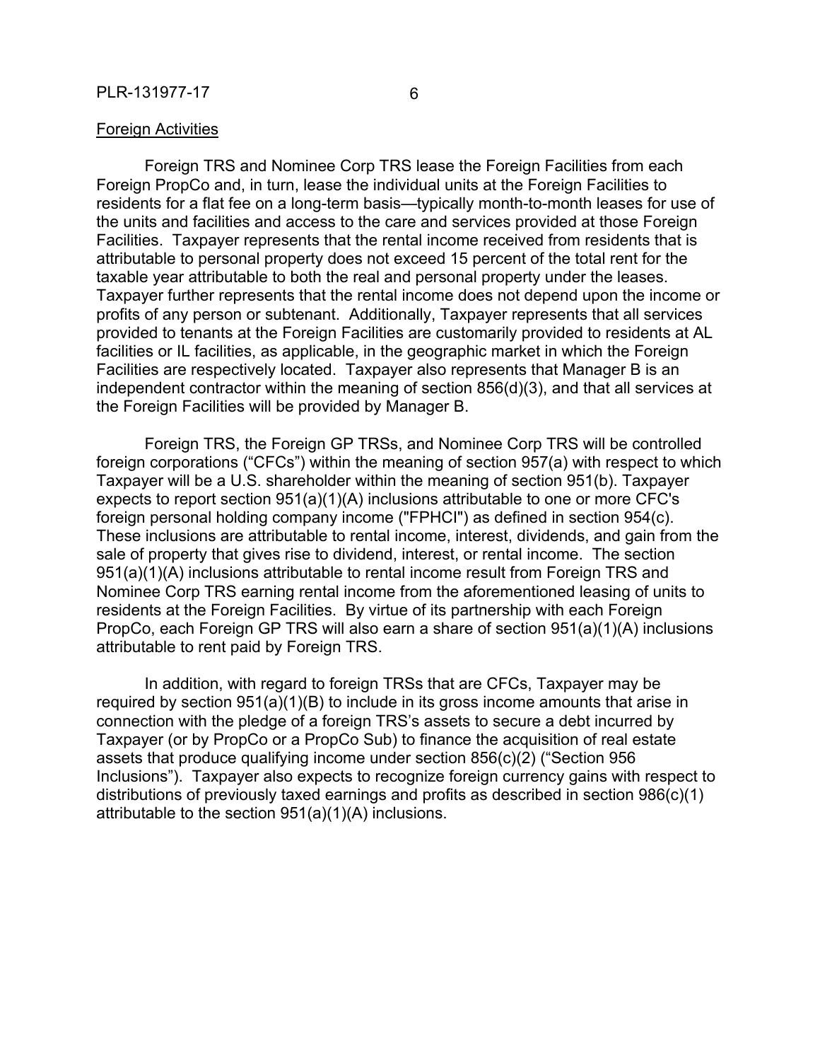Foreign Activities

Foreign TRS and Nominee Corp TRS lease the Foreign Facilities from each Foreign PropCo and, in turn, lease the individual units at the Foreign Facilities to residents for a flat fee on a long-term basis—typically month-to-month leases for use of the units and facilities and access to the care and services provided at those Foreign Facilities. Taxpayer represents that the rental income received from residents that is attributable to personal property does not exceed 15 percent of the total rent for the taxable year attributable to both the real and personal property under the leases. Taxpayer further represents that the rental income does not depend upon the income or profits of any person or subtenant. Additionally, Taxpayer represents that all services provided to tenants at the Foreign Facilities are customarily provided to residents at AL facilities or IL facilities, as applicable, in the geographic market in which the Foreign Facilities are respectively located. Taxpayer also represents that Manager B is an independent contractor within the meaning of section 856(d)(3), and that all services at the Foreign Facilities will be provided by Manager B.

Foreign TRS, the Foreign GP TRSs, and Nominee Corp TRS will be controlled foreign corporations ("CFCs") within the meaning of section 957(a) with respect to which Taxpayer will be a U.S. shareholder within the meaning of section 951(b). Taxpayer expects to report section 951(a)(1)(A) inclusions attributable to one or more CFC's foreign personal holding company income ("FPHCI") as defined in section 954(c). These inclusions are attributable to rental income, interest, dividends, and gain from the sale of property that gives rise to dividend, interest, or rental income. The section 951(a)(1)(A) inclusions attributable to rental income result from Foreign TRS and Nominee Corp TRS earning rental income from the aforementioned leasing of units to residents at the Foreign Facilities. By virtue of its partnership with each Foreign PropCo, each Foreign GP TRS will also earn a share of section 951(a)(1)(A) inclusions attributable to rent paid by Foreign TRS.

In addition, with regard to foreign TRSs that are CFCs, Taxpayer may be required by section 951(a)(1)(B) to include in its gross income amounts that arise in connection with the pledge of a foreign TRS's assets to secure a debt incurred by Taxpayer (or by PropCo or a PropCo Sub) to finance the acquisition of real estate assets that produce qualifying income under section 856(c)(2) ("Section 956 Inclusions"). Taxpayer also expects to recognize foreign currency gains with respect to distributions of previously taxed earnings and profits as described in section 986(c)(1) attributable to the section 951(a)(1)(A) inclusions.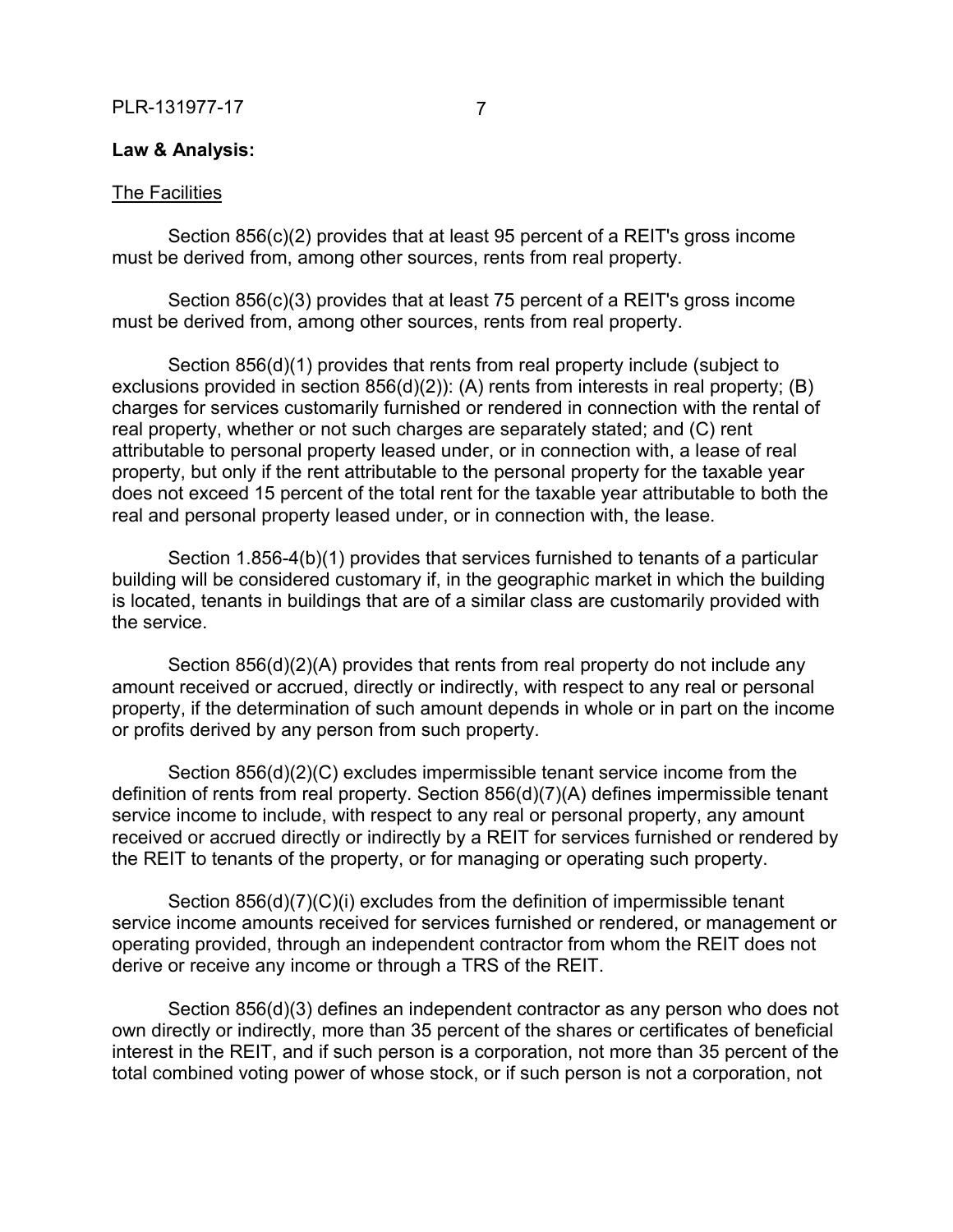**Law & Analysis:**

The Facilities

Section 856(c)(2) provides that at least 95 percent of a REIT's gross income must be derived from, among other sources, rents from real property.

Section 856(c)(3) provides that at least 75 percent of a REIT's gross income must be derived from, among other sources, rents from real property.

Section 856(d)(1) provides that rents from real property include (subject to exclusions provided in section 856(d)(2)): (A) rents from interests in real property; (B) charges for services customarily furnished or rendered in connection with the rental of real property, whether or not such charges are separately stated; and (C) rent attributable to personal property leased under, or in connection with, a lease of real property, but only if the rent attributable to the personal property for the taxable year does not exceed 15 percent of the total rent for the taxable year attributable to both the real and personal property leased under, or in connection with, the lease.

Section 1.856-4(b)(1) provides that services furnished to tenants of a particular building will be considered customary if, in the geographic market in which the building is located, tenants in buildings that are of a similar class are customarily provided with the service.

Section 856(d)(2)(A) provides that rents from real property do not include any amount received or accrued, directly or indirectly, with respect to any real or personal property, if the determination of such amount depends in whole or in part on the income or profits derived by any person from such property.

Section 856(d)(2)(C) excludes impermissible tenant service income from the definition of rents from real property. Section 856(d)(7)(A) defines impermissible tenant service income to include, with respect to any real or personal property, any amount received or accrued directly or indirectly by a REIT for services furnished or rendered by the REIT to tenants of the property, or for managing or operating such property.

Section 856(d)(7)(C)(i) excludes from the definition of impermissible tenant service income amounts received for services furnished or rendered, or management or operating provided, through an independent contractor from whom the REIT does not derive or receive any income or through a TRS of the REIT.

Section 856(d)(3) defines an independent contractor as any person who does not own directly or indirectly, more than 35 percent of the shares or certificates of beneficial interest in the REIT, and if such person is a corporation, not more than 35 percent of the total combined voting power of whose stock, or if such person is not a corporation, not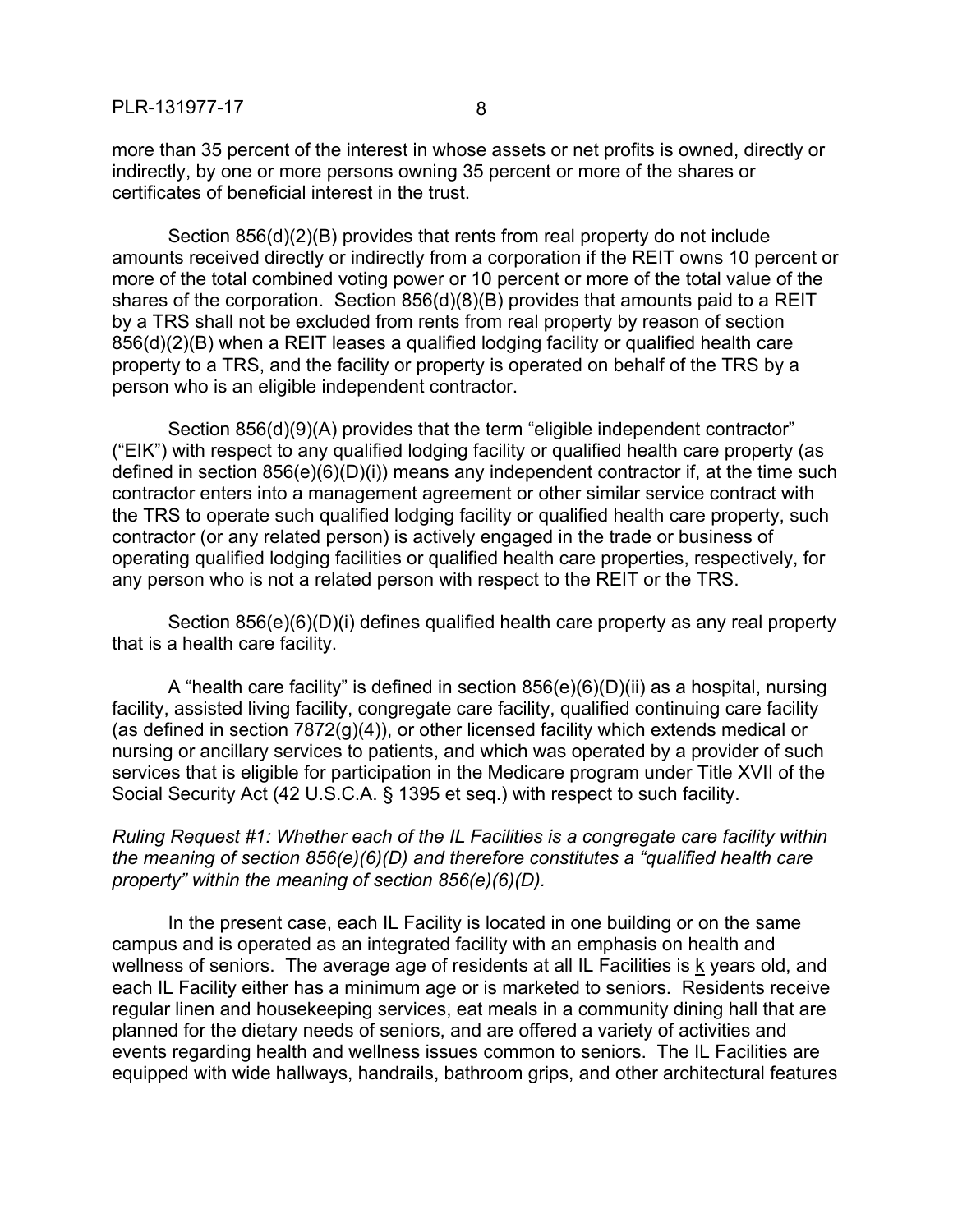more than 35 percent of the interest in whose assets or net profits is owned, directly or indirectly, by one or more persons owning 35 percent or more of the shares or certificates of beneficial interest in the trust.

Section 856(d)(2)(B) provides that rents from real property do not include amounts received directly or indirectly from a corporation if the REIT owns 10 percent or more of the total combined voting power or 10 percent or more of the total value of the shares of the corporation. Section 856(d)(8)(B) provides that amounts paid to a REIT by a TRS shall not be excluded from rents from real property by reason of section 856(d)(2)(B) when a REIT leases a qualified lodging facility or qualified health care property to a TRS, and the facility or property is operated on behalf of the TRS by a person who is an eligible independent contractor.

Section 856(d)(9)(A) provides that the term "eligible independent contractor" ("EIK") with respect to any qualified lodging facility or qualified health care property (as defined in section 856(e)(6)(D)(i)) means any independent contractor if, at the time such contractor enters into a management agreement or other similar service contract with the TRS to operate such qualified lodging facility or qualified health care property, such contractor (or any related person) is actively engaged in the trade or business of operating qualified lodging facilities or qualified health care properties, respectively, for any person who is not a related person with respect to the REIT or the TRS.

Section 856(e)(6)(D)(i) defines qualified health care property as any real property that is a health care facility.

A "health care facility" is defined in section 856(e)(6)(D)(ii) as a hospital, nursing facility, assisted living facility, congregate care facility, qualified continuing care facility (as defined in section 7872(g)(4)), or other licensed facility which extends medical or nursing or ancillary services to patients, and which was operated by a provider of such services that is eligible for participation in the Medicare program under Title XVII of the Social Security Act (42 U.S.C.A. § 1395 et seq.) with respect to such facility.

*Ruling Request #1: Whether each of the IL Facilities is a congregate care facility within the meaning of section 856(e)(6)(D) and therefore constitutes a "qualified health care property" within the meaning of section 856(e)(6)(D).*

In the present case, each IL Facility is located in one building or on the same campus and is operated as an integrated facility with an emphasis on health and wellness of seniors. The average age of residents at all IL Facilities is k years old, and each IL Facility either has a minimum age or is marketed to seniors. Residents receive regular linen and housekeeping services, eat meals in a community dining hall that are planned for the dietary needs of seniors, and are offered a variety of activities and events regarding health and wellness issues common to seniors. The IL Facilities are equipped with wide hallways, handrails, bathroom grips, and other architectural features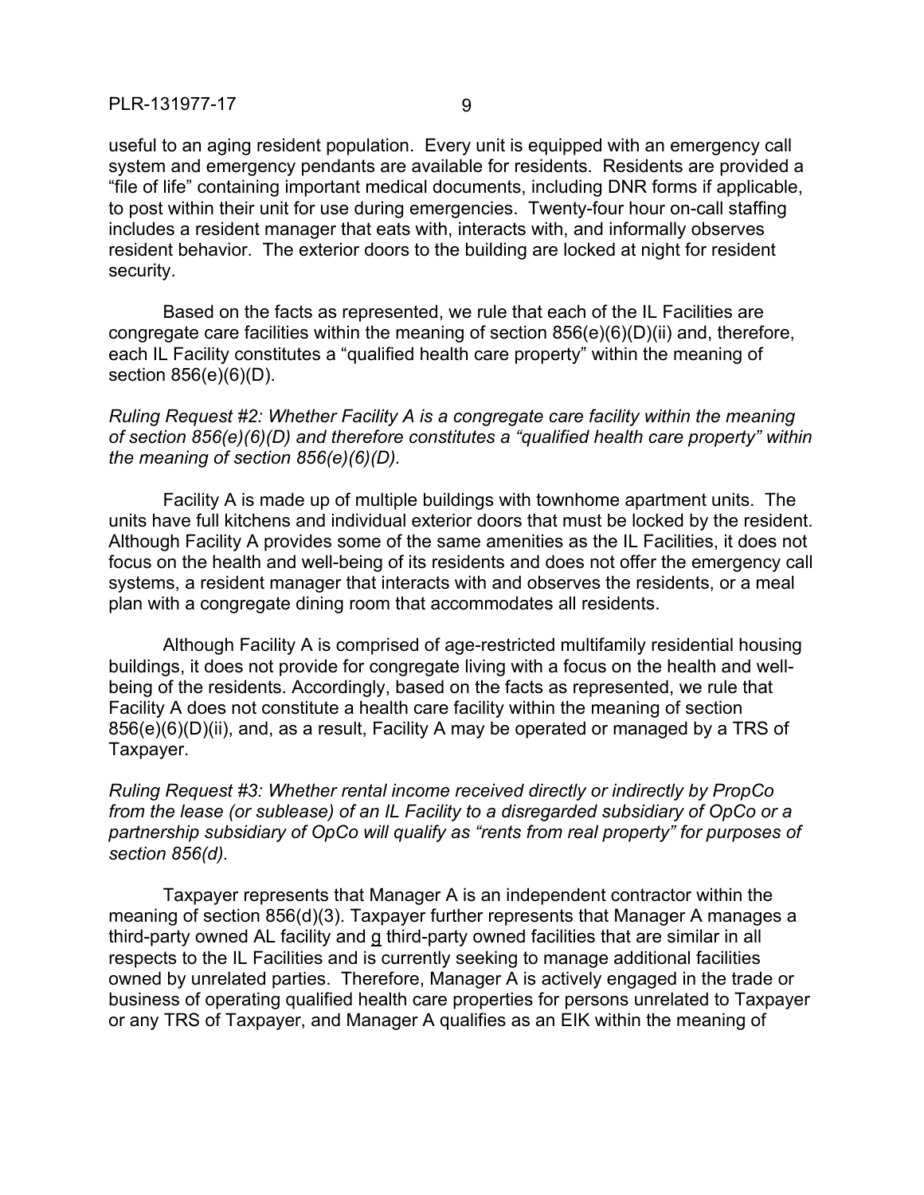useful to an aging resident population. Every unit is equipped with an emergency call system and emergency pendants are available for residents. Residents are provided a "file of life" containing important medical documents, including DNR forms if applicable, to post within their unit for use during emergencies. Twenty-four hour on-call staffing includes a resident manager that eats with, interacts with, and informally observes resident behavior. The exterior doors to the building are locked at night for resident security.

Based on the facts as represented, we rule that each of the IL Facilities are congregate care facilities within the meaning of section 856(e)(6)(D)(ii) and, therefore, each IL Facility constitutes a "qualified health care property" within the meaning of section 856(e)(6)(D).

*Ruling Request #2: Whether Facility A is a congregate care facility within the meaning of section 856(e)(6)(D) and therefore constitutes a "qualified health care property" within the meaning of section 856(e)(6)(D).*

Facility A is made up of multiple buildings with townhome apartment units. The units have full kitchens and individual exterior doors that must be locked by the resident. Although Facility A provides some of the same amenities as the IL Facilities, it does not focus on the health and well-being of its residents and does not offer the emergency call systems, a resident manager that interacts with and observes the residents, or a meal plan with a congregate dining room that accommodates all residents.

Although Facility A is comprised of age-restricted multifamily residential housing buildings, it does not provide for congregate living with a focus on the health and well-being of the residents. Accordingly, based on the facts as represented, we rule that Facility A does not constitute a health care facility within the meaning of section 856(e)(6)(D)(ii), and, as a result, Facility A may be operated or managed by a TRS of Taxpayer.

*Ruling Request #3: Whether rental income received directly or indirectly by PropCo from the lease (or sublease) of an IL Facility to a disregarded subsidiary of OpCo or a partnership subsidiary of OpCo will qualify as "rents from real property" for purposes of section 856(d).*

Taxpayer represents that Manager A is an independent contractor within the meaning of section 856(d)(3). Taxpayer further represents that Manager A manages a third-party owned AL facility and g third-party owned facilities that are similar in all respects to the IL Facilities and is currently seeking to manage additional facilities owned by unrelated parties. Therefore, Manager A is actively engaged in the trade or business of operating qualified health care properties for persons unrelated to Taxpayer or any TRS of Taxpayer, and Manager A qualifies as an EIK within the meaning of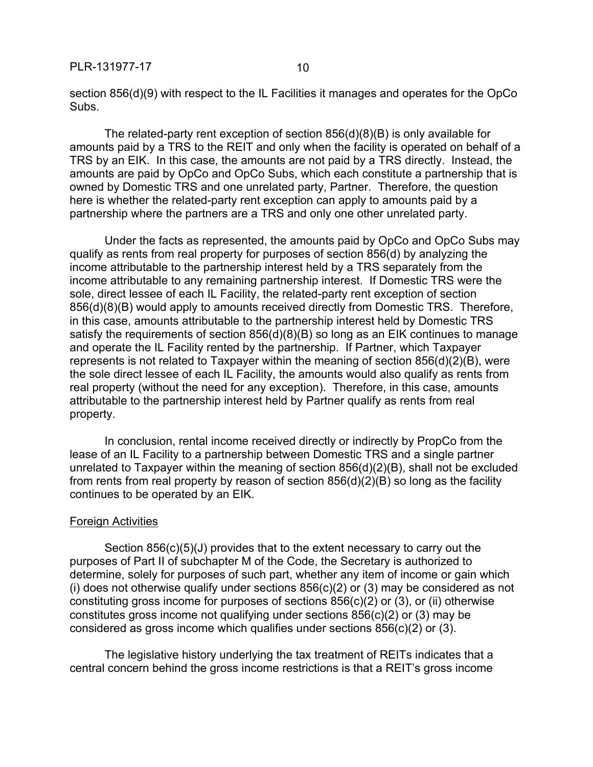section 856(d)(9) with respect to the IL Facilities it manages and operates for the OpCo Subs.

The related-party rent exception of section 856(d)(8)(B) is only available for amounts paid by a TRS to the REIT and only when the facility is operated on behalf of a TRS by an EIK. In this case, the amounts are not paid by a TRS directly. Instead, the amounts are paid by OpCo and OpCo Subs, which each constitute a partnership that is owned by Domestic TRS and one unrelated party, Partner. Therefore, the question here is whether the related-party rent exception can apply to amounts paid by a partnership where the partners are a TRS and only one other unrelated party.

Under the facts as represented, the amounts paid by OpCo and OpCo Subs may qualify as rents from real property for purposes of section 856(d) by analyzing the income attributable to the partnership interest held by a TRS separately from the income attributable to any remaining partnership interest. If Domestic TRS were the sole, direct lessee of each IL Facility, the related-party rent exception of section 856(d)(8)(B) would apply to amounts received directly from Domestic TRS. Therefore, in this case, amounts attributable to the partnership interest held by Domestic TRS satisfy the requirements of section 856(d)(8)(B) so long as an EIK continues to manage and operate the IL Facility rented by the partnership. If Partner, which Taxpayer represents is not related to Taxpayer within the meaning of section 856(d)(2)(B), were the sole direct lessee of each IL Facility, the amounts would also qualify as rents from real property (without the need for any exception). Therefore, in this case, amounts attributable to the partnership interest held by Partner qualify as rents from real property.

In conclusion, rental income received directly or indirectly by PropCo from the lease of an IL Facility to a partnership between Domestic TRS and a single partner unrelated to Taxpayer within the meaning of section 856(d)(2)(B), shall not be excluded from rents from real property by reason of section 856(d)(2)(B) so long as the facility continues to be operated by an EIK.

<u>Foreign Activities</u>

Section 856(c)(5)(J) provides that to the extent necessary to carry out the purposes of Part II of subchapter M of the Code, the Secretary is authorized to determine, solely for purposes of such part, whether any item of income or gain which (i) does not otherwise qualify under sections 856(c)(2) or (3) may be considered as not constituting gross income for purposes of sections 856(c)(2) or (3), or (ii) otherwise constitutes gross income not qualifying under sections 856(c)(2) or (3) may be considered as gross income which qualifies under sections 856(c)(2) or (3).

The legislative history underlying the tax treatment of REITs indicates that a central concern behind the gross income restrictions is that a REIT's gross income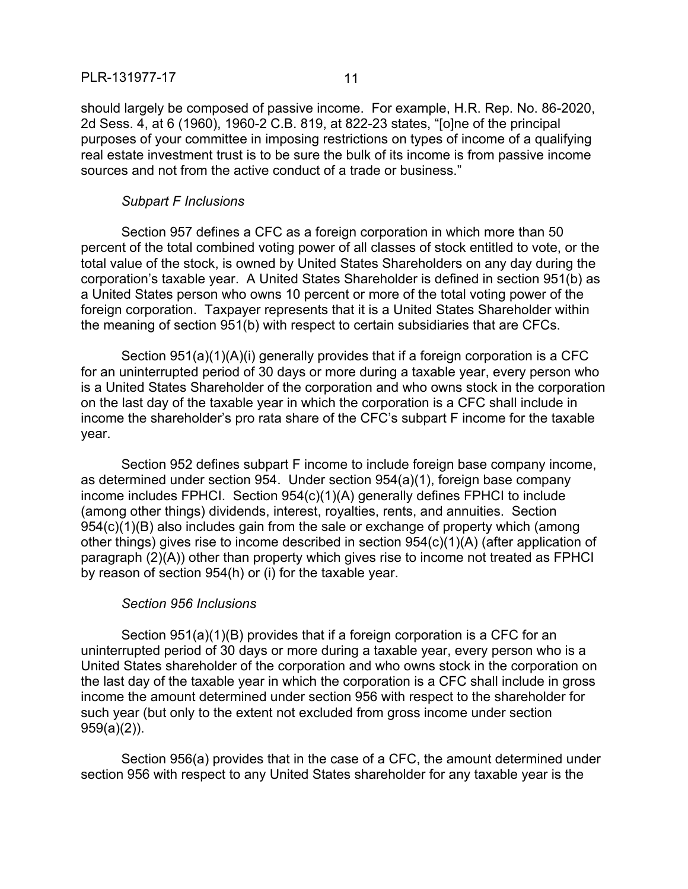should largely be composed of passive income. For example, H.R. Rep. No. 86-2020, 2d Sess. 4, at 6 (1960), 1960-2 C.B. 819, at 822-23 states, "[o]ne of the principal purposes of your committee in imposing restrictions on types of income of a qualifying real estate investment trust is to be sure the bulk of its income is from passive income sources and not from the active conduct of a trade or business."

*Subpart F Inclusions*

Section 957 defines a CFC as a foreign corporation in which more than 50 percent of the total combined voting power of all classes of stock entitled to vote, or the total value of the stock, is owned by United States Shareholders on any day during the corporation's taxable year. A United States Shareholder is defined in section 951(b) as a United States person who owns 10 percent or more of the total voting power of the foreign corporation. Taxpayer represents that it is a United States Shareholder within the meaning of section 951(b) with respect to certain subsidiaries that are CFCs.

Section 951(a)(1)(A)(i) generally provides that if a foreign corporation is a CFC for an uninterrupted period of 30 days or more during a taxable year, every person who is a United States Shareholder of the corporation and who owns stock in the corporation on the last day of the taxable year in which the corporation is a CFC shall include in income the shareholder's pro rata share of the CFC's subpart F income for the taxable year.

Section 952 defines subpart F income to include foreign base company income, as determined under section 954. Under section 954(a)(1), foreign base company income includes FPHCI. Section 954(c)(1)(A) generally defines FPHCI to include (among other things) dividends, interest, royalties, rents, and annuities. Section 954(c)(1)(B) also includes gain from the sale or exchange of property which (among other things) gives rise to income described in section 954(c)(1)(A) (after application of paragraph (2)(A)) other than property which gives rise to income not treated as FPHCI by reason of section 954(h) or (i) for the taxable year.

*Section 956 Inclusions*

Section 951(a)(1)(B) provides that if a foreign corporation is a CFC for an uninterrupted period of 30 days or more during a taxable year, every person who is a United States shareholder of the corporation and who owns stock in the corporation on the last day of the taxable year in which the corporation is a CFC shall include in gross income the amount determined under section 956 with respect to the shareholder for such year (but only to the extent not excluded from gross income under section 959(a)(2)).

Section 956(a) provides that in the case of a CFC, the amount determined under section 956 with respect to any United States shareholder for any taxable year is the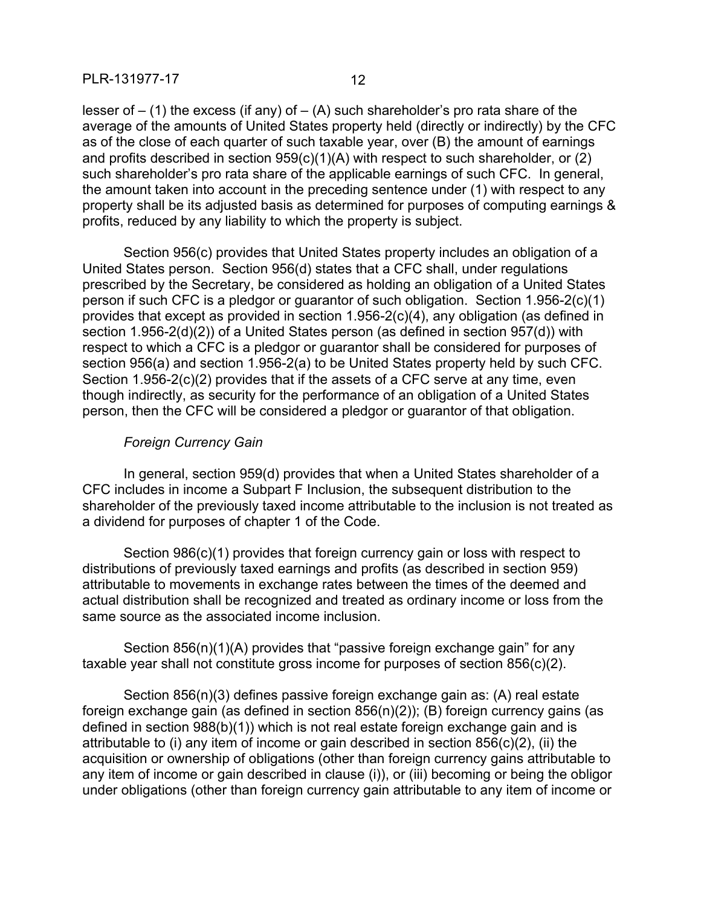lesser of – (1) the excess (if any) of – (A) such shareholder's pro rata share of the average of the amounts of United States property held (directly or indirectly) by the CFC as of the close of each quarter of such taxable year, over (B) the amount of earnings and profits described in section 959(c)(1)(A) with respect to such shareholder, or (2) such shareholder's pro rata share of the applicable earnings of such CFC. In general, the amount taken into account in the preceding sentence under (1) with respect to any property shall be its adjusted basis as determined for purposes of computing earnings & profits, reduced by any liability to which the property is subject.

Section 956(c) provides that United States property includes an obligation of a United States person. Section 956(d) states that a CFC shall, under regulations prescribed by the Secretary, be considered as holding an obligation of a United States person if such CFC is a pledgor or guarantor of such obligation. Section 1.956-2(c)(1) provides that except as provided in section 1.956-2(c)(4), any obligation (as defined in section 1.956-2(d)(2)) of a United States person (as defined in section 957(d)) with respect to which a CFC is a pledgor or guarantor shall be considered for purposes of section 956(a) and section 1.956-2(a) to be United States property held by such CFC. Section 1.956-2(c)(2) provides that if the assets of a CFC serve at any time, even though indirectly, as security for the performance of an obligation of a United States person, then the CFC will be considered a pledgor or guarantor of that obligation.

*Foreign Currency Gain*

In general, section 959(d) provides that when a United States shareholder of a CFC includes in income a Subpart F Inclusion, the subsequent distribution to the shareholder of the previously taxed income attributable to the inclusion is not treated as a dividend for purposes of chapter 1 of the Code.

Section 986(c)(1) provides that foreign currency gain or loss with respect to distributions of previously taxed earnings and profits (as described in section 959) attributable to movements in exchange rates between the times of the deemed and actual distribution shall be recognized and treated as ordinary income or loss from the same source as the associated income inclusion.

Section 856(n)(1)(A) provides that "passive foreign exchange gain" for any taxable year shall not constitute gross income for purposes of section 856(c)(2).

Section 856(n)(3) defines passive foreign exchange gain as: (A) real estate foreign exchange gain (as defined in section 856(n)(2)); (B) foreign currency gains (as defined in section 988(b)(1)) which is not real estate foreign exchange gain and is attributable to (i) any item of income or gain described in section 856(c)(2), (ii) the acquisition or ownership of obligations (other than foreign currency gains attributable to any item of income or gain described in clause (i)), or (iii) becoming or being the obligor under obligations (other than foreign currency gain attributable to any item of income or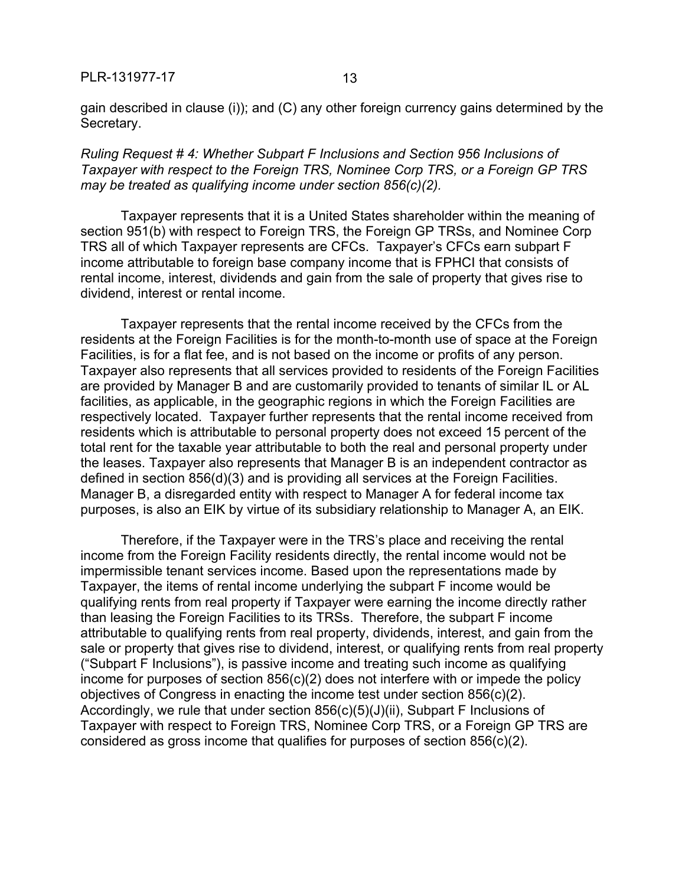gain described in clause (i)); and (C) any other foreign currency gains determined by the Secretary.

*Ruling Request # 4: Whether Subpart F Inclusions and Section 956 Inclusions of Taxpayer with respect to the Foreign TRS, Nominee Corp TRS, or a Foreign GP TRS may be treated as qualifying income under section 856(c)(2).*

Taxpayer represents that it is a United States shareholder within the meaning of section 951(b) with respect to Foreign TRS, the Foreign GP TRSs, and Nominee Corp TRS all of which Taxpayer represents are CFCs. Taxpayer's CFCs earn subpart F income attributable to foreign base company income that is FPHCI that consists of rental income, interest, dividends and gain from the sale of property that gives rise to dividend, interest or rental income.

Taxpayer represents that the rental income received by the CFCs from the residents at the Foreign Facilities is for the month-to-month use of space at the Foreign Facilities, is for a flat fee, and is not based on the income or profits of any person. Taxpayer also represents that all services provided to residents of the Foreign Facilities are provided by Manager B and are customarily provided to tenants of similar IL or AL facilities, as applicable, in the geographic regions in which the Foreign Facilities are respectively located. Taxpayer further represents that the rental income received from residents which is attributable to personal property does not exceed 15 percent of the total rent for the taxable year attributable to both the real and personal property under the leases. Taxpayer also represents that Manager B is an independent contractor as defined in section 856(d)(3) and is providing all services at the Foreign Facilities. Manager B, a disregarded entity with respect to Manager A for federal income tax purposes, is also an EIK by virtue of its subsidiary relationship to Manager A, an EIK.

Therefore, if the Taxpayer were in the TRS's place and receiving the rental income from the Foreign Facility residents directly, the rental income would not be impermissible tenant services income. Based upon the representations made by Taxpayer, the items of rental income underlying the subpart F income would be qualifying rents from real property if Taxpayer were earning the income directly rather than leasing the Foreign Facilities to its TRSs. Therefore, the subpart F income attributable to qualifying rents from real property, dividends, interest, and gain from the sale or property that gives rise to dividend, interest, or qualifying rents from real property ("Subpart F Inclusions"), is passive income and treating such income as qualifying income for purposes of section 856(c)(2) does not interfere with or impede the policy objectives of Congress in enacting the income test under section 856(c)(2). Accordingly, we rule that under section 856(c)(5)(J)(ii), Subpart F Inclusions of Taxpayer with respect to Foreign TRS, Nominee Corp TRS, or a Foreign GP TRS are considered as gross income that qualifies for purposes of section 856(c)(2).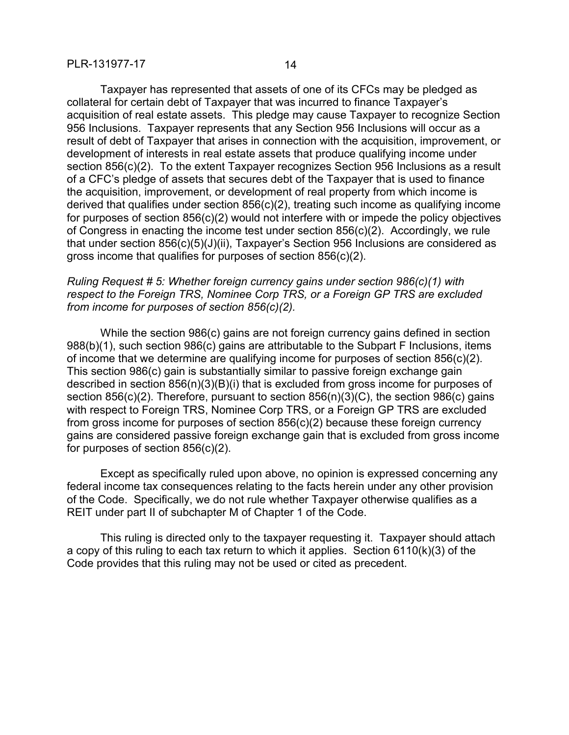Taxpayer has represented that assets of one of its CFCs may be pledged as collateral for certain debt of Taxpayer that was incurred to finance Taxpayer's acquisition of real estate assets. This pledge may cause Taxpayer to recognize Section 956 Inclusions. Taxpayer represents that any Section 956 Inclusions will occur as a result of debt of Taxpayer that arises in connection with the acquisition, improvement, or development of interests in real estate assets that produce qualifying income under section 856(c)(2). To the extent Taxpayer recognizes Section 956 Inclusions as a result of a CFC's pledge of assets that secures debt of the Taxpayer that is used to finance the acquisition, improvement, or development of real property from which income is derived that qualifies under section 856(c)(2), treating such income as qualifying income for purposes of section 856(c)(2) would not interfere with or impede the policy objectives of Congress in enacting the income test under section 856(c)(2). Accordingly, we rule that under section 856(c)(5)(J)(ii), Taxpayer's Section 956 Inclusions are considered as gross income that qualifies for purposes of section 856(c)(2).

*Ruling Request # 5: Whether foreign currency gains under section 986(c)(1) with respect to the Foreign TRS, Nominee Corp TRS, or a Foreign GP TRS are excluded from income for purposes of section 856(c)(2).*

While the section 986(c) gains are not foreign currency gains defined in section 988(b)(1), such section 986(c) gains are attributable to the Subpart F Inclusions, items of income that we determine are qualifying income for purposes of section 856(c)(2). This section 986(c) gain is substantially similar to passive foreign exchange gain described in section 856(n)(3)(B)(i) that is excluded from gross income for purposes of section 856(c)(2). Therefore, pursuant to section 856(n)(3)(C), the section 986(c) gains with respect to Foreign TRS, Nominee Corp TRS, or a Foreign GP TRS are excluded from gross income for purposes of section 856(c)(2) because these foreign currency gains are considered passive foreign exchange gain that is excluded from gross income for purposes of section 856(c)(2).

Except as specifically ruled upon above, no opinion is expressed concerning any federal income tax consequences relating to the facts herein under any other provision of the Code. Specifically, we do not rule whether Taxpayer otherwise qualifies as a REIT under part II of subchapter M of Chapter 1 of the Code.

This ruling is directed only to the taxpayer requesting it. Taxpayer should attach a copy of this ruling to each tax return to which it applies. Section 6110(k)(3) of the Code provides that this ruling may not be used or cited as precedent.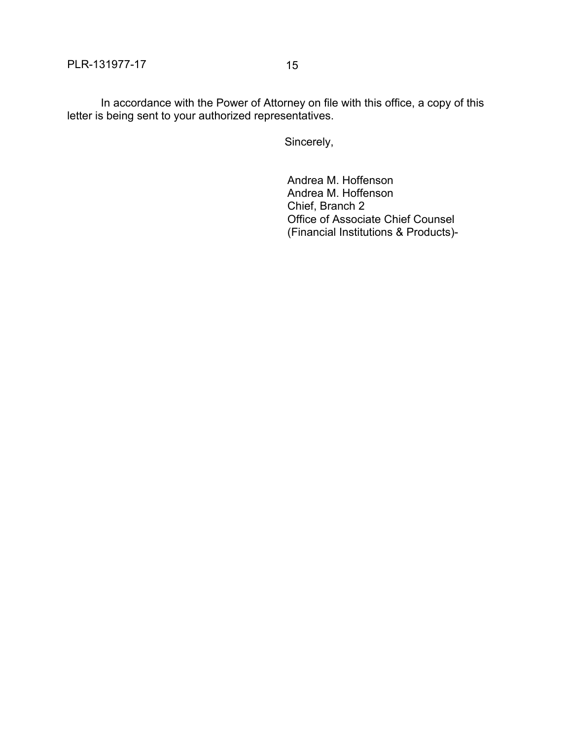In accordance with the Power of Attorney on file with this office, a copy of this letter is being sent to your authorized representatives.

Sincerely,

Andrea M. Hoffenson  
Andrea M. Hoffenson  
Chief, Branch 2  
Office of Associate Chief Counsel  
(Financial Institutions & Products)-